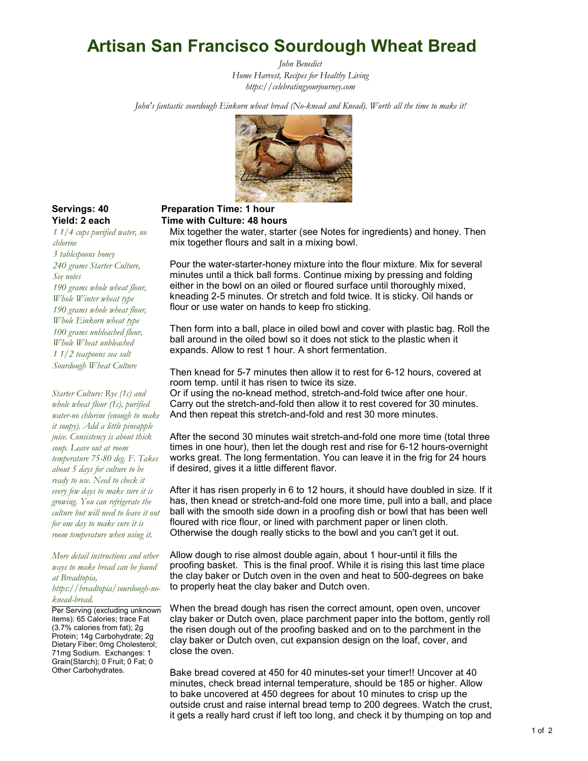# Artisan San Francisco Sourdough Wheat Bread

*John Benedict*
*Home Harvest, Recipes for Healthy Living*
*https://celebratingyourjourney.com*

*John's fantastic sourdough Einkorn wheat bread (No-knead and Knead). Worth all the time to make it!*

**Servings: 40**
**Yield: 2 each**

**Preparation Time: 1 hour**
**Time with Culture: 48 hours**

*1 1/4 cups purified water, no chlorine*
*3 tablespoons honey*
*240 grams Starter Culture, See notes*
*190 grams whole wheat flour, Whole Winter wheat type*
*190 grams whole wheat flour, Whole Einkorn wheat type*
*100 grams unbleached flour, Whole Wheat unbleached*
*1 1/2 teaspoons sea salt*
*Sourdough Wheat Culture*

*Starter Culture: Rye (1c) and whole wheat flour (1c), purified water-no chlorine (enough to make it soupy). Add a little pineapple juice. Consistency is about thick soup. Leave out at room temperature 75-80 deg. F. Takes about 5 days for culture to be ready to use. Need to check it every few days to make sure it is growing. You can refrigerate the culture but will need to leave it out for one day to make sure it is room temperature when using it.*

*More detail instructions and other ways to make bread can be found at Breadtopia, https://breadtopia/sourdough-no-knead-bread.*

Per Serving (excluding unknown items): 65 Calories; trace Fat (3.7% calories from fat); 2g Protein; 14g Carbohydrate; 2g Dietary Fiber; 0mg Cholesterol; 71mg Sodium. Exchanges: 1 Grain(Starch); 0 Fruit; 0 Fat; 0 Other Carbohydrates.

Mix together the water, starter (see Notes for ingredients) and honey. Then mix together flours and salt in a mixing bowl.

Pour the water-starter-honey mixture into the flour mixture. Mix for several minutes until a thick ball forms. Continue mixing by pressing and folding either in the bowl on an oiled or floured surface until thoroughly mixed, kneading 2-5 minutes. Or stretch and fold twice. It is sticky. Oil hands or flour or use water on hands to keep fro sticking.

Then form into a ball, place in oiled bowl and cover with plastic bag. Roll the ball around in the oiled bowl so it does not stick to the plastic when it expands. Allow to rest 1 hour. A short fermentation.

Then knead for 5-7 minutes then allow it to rest for 6-12 hours, covered at room temp. until it has risen to twice its size.
Or if using the no-knead method, stretch-and-fold twice after one hour. Carry out the stretch-and-fold then allow it to rest covered for 30 minutes. And then repeat this stretch-and-fold and rest 30 more minutes.

After the second 30 minutes wait stretch-and-fold one more time (total three times in one hour), then let the dough rest and rise for 6-12 hours-overnight works great. The long fermentation. You can leave it in the frig for 24 hours if desired, gives it a little different flavor.

After it has risen properly in 6 to 12 hours, it should have doubled in size. If it has, then knead or stretch-and-fold one more time, pull into a ball, and place ball with the smooth side down in a proofing dish or bowl that has been well floured with rice flour, or lined with parchment paper or linen cloth. Otherwise the dough really sticks to the bowl and you can't get it out.

Allow dough to rise almost double again, about 1 hour-until it fills the proofing basket. This is the final proof. While it is rising this last time place the clay baker or Dutch oven in the oven and heat to 500-degrees on bake to properly heat the clay baker and Dutch oven.

When the bread dough has risen the correct amount, open oven, uncover clay baker or Dutch oven, place parchment paper into the bottom, gently roll the risen dough out of the proofing basked and on to the parchment in the clay baker or Dutch oven, cut expansion design on the loaf, cover, and close the oven.

Bake bread covered at 450 for 40 minutes-set your timer!! Uncover at 40 minutes, check bread internal temperature, should be 185 or higher. Allow to bake uncovered at 450 degrees for about 10 minutes to crisp up the outside crust and raise internal bread temp to 200 degrees. Watch the crust, it gets a really hard crust if left too long, and check it by thumping on top and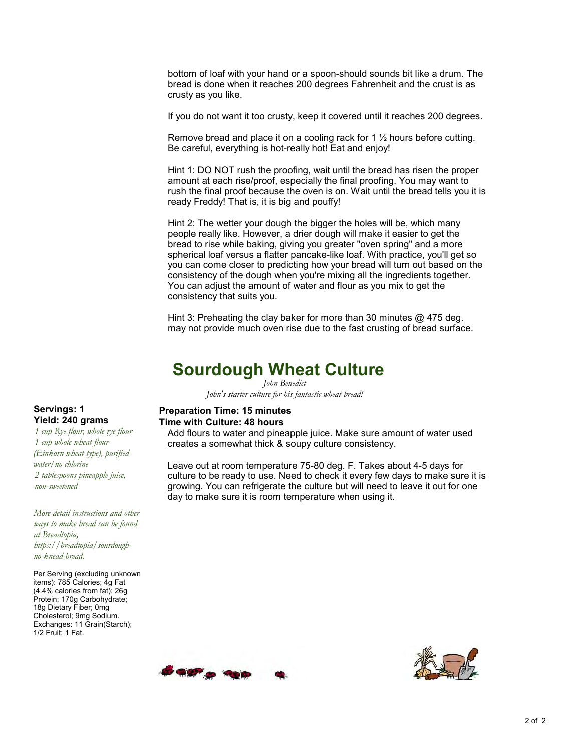bottom of loaf with your hand or a spoon-should sounds bit like a drum. The bread is done when it reaches 200 degrees Fahrenheit and the crust is as crusty as you like.

If you do not want it too crusty, keep it covered until it reaches 200 degrees.

Remove bread and place it on a cooling rack for 1 ½ hours before cutting. Be careful, everything is hot-really hot! Eat and enjoy!

Hint 1: DO NOT rush the proofing, wait until the bread has risen the proper amount at each rise/proof, especially the final proofing. You may want to rush the final proof because the oven is on. Wait until the bread tells you it is ready Freddy! That is, it is big and pouffy!

Hint 2: The wetter your dough the bigger the holes will be, which many people really like. However, a drier dough will make it easier to get the bread to rise while baking, giving you greater "oven spring" and a more spherical loaf versus a flatter pancake-like loaf. With practice, you'll get so you can come closer to predicting how your bread will turn out based on the consistency of the dough when you're mixing all the ingredients together. You can adjust the amount of water and flour as you mix to get the consistency that suits you.

Hint 3: Preheating the clay baker for more than 30 minutes @ 475 deg. may not provide much oven rise due to the fast crusting of bread surface.

# Sourdough Wheat Culture

*John Benedict*

*John's starter culture for his fantastic wheat bread!*

**Servings: 1**
**Yield: 240 grams**

*1 cup Rye flour, whole rye flour*
*1 cup whole wheat flour (Einkorn wheat type), purified water/no chlorine*
*2 tablespoons pineapple juice, non-sweetened*

*More detail instructions and other ways to make bread can be found at Breadtopia, https://breadtopia/sourdough-no-knead-bread.*

**Preparation Time: 15 minutes**
**Time with Culture: 48 hours**

Add flours to water and pineapple juice. Make sure amount of water used creates a somewhat thick & soupy culture consistency.

Leave out at room temperature 75-80 deg. F. Takes about 4-5 days for culture to be ready to use. Need to check it every few days to make sure it is growing. You can refrigerate the culture but will need to leave it out for one day to make sure it is room temperature when using it.

Per Serving (excluding unknown items): 785 Calories; 4g Fat (4.4% calories from fat); 26g Protein; 170g Carbohydrate; 18g Dietary Fiber; 0mg Cholesterol; 9mg Sodium. Exchanges: 11 Grain(Starch); 1/2 Fruit; 1 Fat.